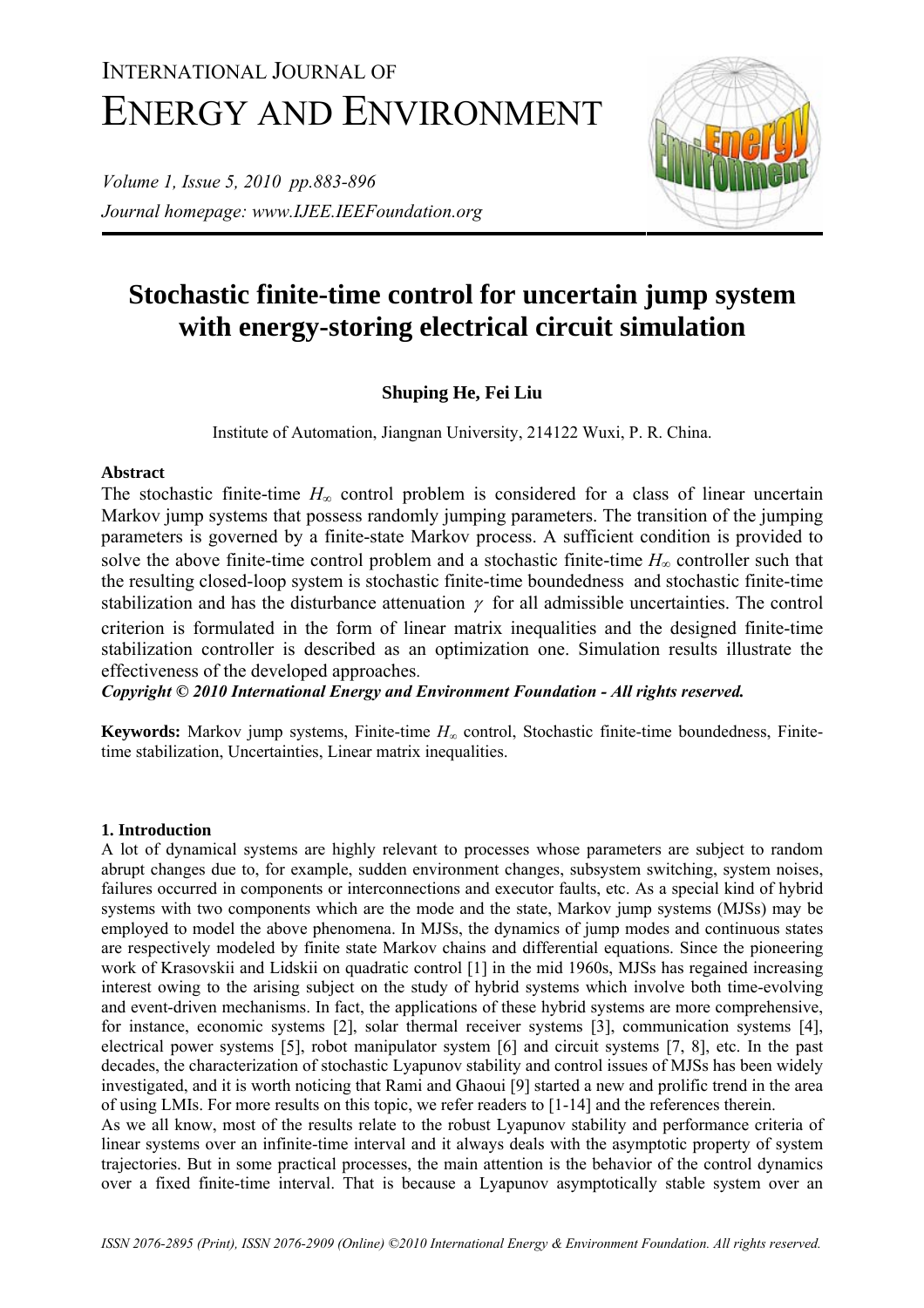# INTERNATIONAL JOURNAL OF ENERGY AND ENVIRONMENT

*Journal homepage: www.IJEE.IEEFoundation.org*

# Stochastic finite-time control for uncertain jump system with energy-storing electrical circuit simulation

**Shuping He, Fei Liu**

Institute of Automation, Jiangnan University, 214122 Wuxi, P. R. China.

**Abstract**

The stochastic finite-time $H_\infty$ control problem is considered for a class of linear uncertain Markov jump systems that possess randomly jumping parameters. The transition of the jumping parameters is governed by a finite-state Markov process. A sufficient condition is provided to solve the above finite-time control problem and a stochastic finite-time $H_\infty$ controller such that the resulting closed-loop system is stochastic finite-time boundedness and stochastic finite-time stabilization and has the disturbance attenuation $\gamma$ for all admissible uncertainties. The control criterion is formulated in the form of linear matrix inequalities and the designed finite-time stabilization controller is described as an optimization one. Simulation results illustrate the effectiveness of the developed approaches.

***Copyright © 2010 International Energy and Environment Foundation - All rights reserved.***

**Keywords:** Markov jump systems, Finite-time $H_\infty$ control, Stochastic finite-time boundedness, Finite-time stabilization, Uncertainties, Linear matrix inequalities.

## 1. Introduction

A lot of dynamical systems are highly relevant to processes whose parameters are subject to random abrupt changes due to, for example, sudden environment changes, subsystem switching, system noises, failures occurred in components or interconnections and executor faults, etc. As a special kind of hybrid systems with two components which are the mode and the state, Markov jump systems (MJSs) may be employed to model the above phenomena. In MJSs, the dynamics of jump modes and continuous states are respectively modeled by finite state Markov chains and differential equations. Since the pioneering work of Krasovskii and Lidskii on quadratic control [1] in the mid 1960s, MJSs has regained increasing interest owing to the arising subject on the study of hybrid systems which involve both time-evolving and event-driven mechanisms. In fact, the applications of these hybrid systems are more comprehensive, for instance, economic systems [2], solar thermal receiver systems [3], communication systems [4], electrical power systems [5], robot manipulator system [6] and circuit systems [7, 8], etc. In the past decades, the characterization of stochastic Lyapunov stability and control issues of MJSs has been widely investigated, and it is worth noticing that Rami and Ghaoui [9] started a new and prolific trend in the area of using LMIs. For more results on this topic, we refer readers to [1-14] and the references therein.

As we all know, most of the results relate to the robust Lyapunov stability and performance criteria of linear systems over an infinite-time interval and it always deals with the asymptotic property of system trajectories. But in some practical processes, the main attention is the behavior of the control dynamics over a fixed finite-time interval. That is because a Lyapunov asymptotically stable system over an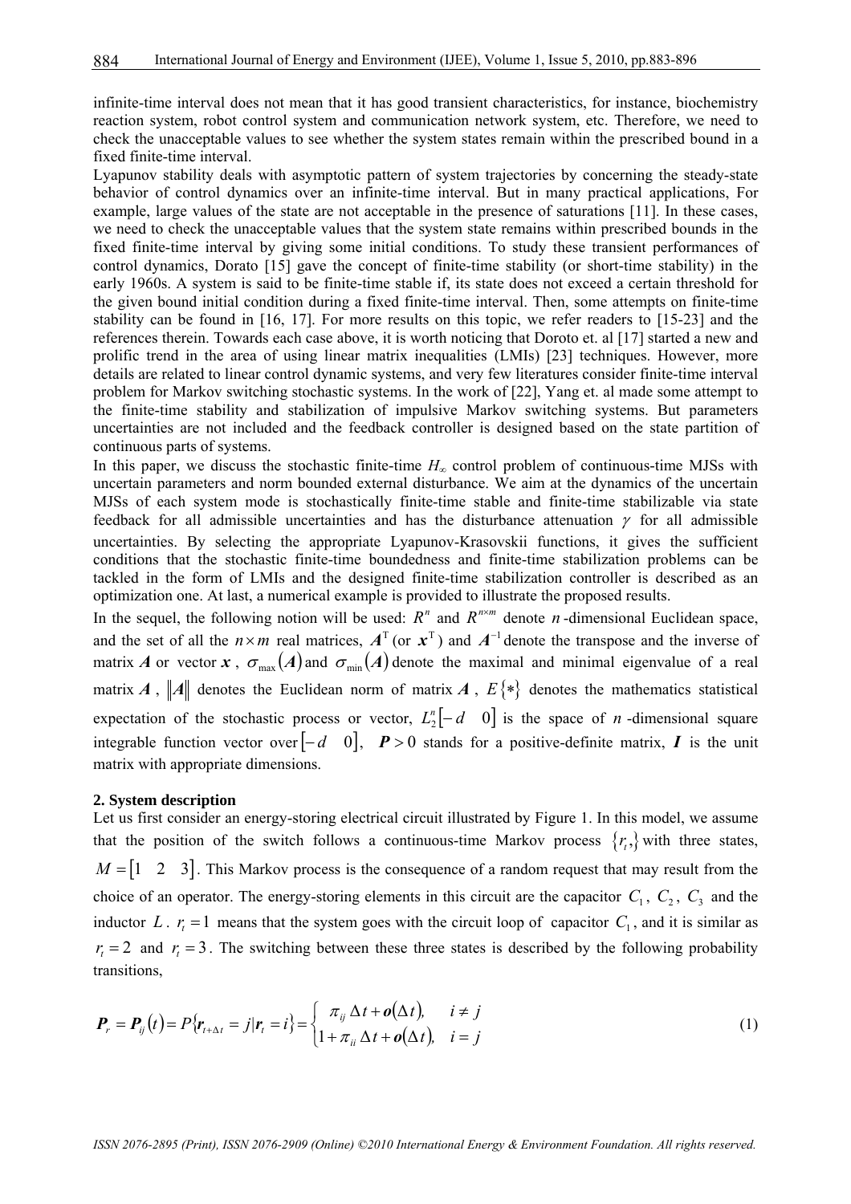infinite-time interval does not mean that it has good transient characteristics, for instance, biochemistry reaction system, robot control system and communication network system, etc. Therefore, we need to check the unacceptable values to see whether the system states remain within the prescribed bound in a fixed finite-time interval.

Lyapunov stability deals with asymptotic pattern of system trajectories by concerning the steady-state behavior of control dynamics over an infinite-time interval. But in many practical applications, For example, large values of the state are not acceptable in the presence of saturations [11]. In these cases, we need to check the unacceptable values that the system state remains within prescribed bounds in the fixed finite-time interval by giving some initial conditions. To study these transient performances of control dynamics, Dorato [15] gave the concept of finite-time stability (or short-time stability) in the early 1960s. A system is said to be finite-time stable if, its state does not exceed a certain threshold for the given bound initial condition during a fixed finite-time interval. Then, some attempts on finite-time stability can be found in [16, 17]. For more results on this topic, we refer readers to [15-23] and the references therein. Towards each case above, it is worth noticing that Doroto et. al [17] started a new and prolific trend in the area of using linear matrix inequalities (LMIs) [23] techniques. However, more details are related to linear control dynamic systems, and very few literatures consider finite-time interval problem for Markov switching stochastic systems. In the work of [22], Yang et. al made some attempt to the finite-time stability and stabilization of impulsive Markov switching systems. But parameters uncertainties are not included and the feedback controller is designed based on the state partition of continuous parts of systems.

In this paper, we discuss the stochastic finite-time $H_\infty$ control problem of continuous-time MJSs with uncertain parameters and norm bounded external disturbance. We aim at the dynamics of the uncertain MJSs of each system mode is stochastically finite-time stable and finite-time stabilizable via state feedback for all admissible uncertainties and has the disturbance attenuation $\gamma$ for all admissible uncertainties. By selecting the appropriate Lyapunov-Krasovskii functions, it gives the sufficient conditions that the stochastic finite-time boundedness and finite-time stabilization problems can be tackled in the form of LMIs and the designed finite-time stabilization controller is described as an optimization one. At last, a numerical example is provided to illustrate the proposed results.

In the sequel, the following notion will be used: $R^n$ and $R^{n\times m}$ denote $n$-dimensional Euclidean space, and the set of all the $n\times m$ real matrices, $\boldsymbol{A}^{\mathrm{T}}$ (or $\boldsymbol{x}^{\mathrm{T}}$) and $\boldsymbol{A}^{-1}$ denote the transpose and the inverse of matrix $\boldsymbol{A}$ or vector $\boldsymbol{x}$, $\sigma_{\max}(\boldsymbol{A})$ and $\sigma_{\min}(\boldsymbol{A})$ denote the maximal and minimal eigenvalue of a real matrix $\boldsymbol{A}$, $\|\boldsymbol{A}\|$ denotes the Euclidean norm of matrix $\boldsymbol{A}$, $E\{*\}$ denotes the mathematics statistical expectation of the stochastic process or vector, $L_2^n[-d \quad 0]$ is the space of $n$-dimensional square integrable function vector over $[-d \quad 0]$, $\boldsymbol{P}>0$ stands for a positive-definite matrix, $\boldsymbol{I}$ is the unit matrix with appropriate dimensions.

## 2. System description

Let us first consider an energy-storing electrical circuit illustrated by Figure 1. In this model, we assume that the position of the switch follows a continuous-time Markov process $\{r_t,\}$ with three states, $M=[1 \quad 2 \quad 3]$. This Markov process is the consequence of a random request that may result from the choice of an operator. The energy-storing elements in this circuit are the capacitor $C_1$, $C_2$, $C_3$ and the inductor $L$. $r_t=1$ means that the system goes with the circuit loop of capacitor $C_1$, and it is similar as $r_t=2$ and $r_t=3$. The switching between these three states is described by the following probability transitions,

$$\boldsymbol{P}_r=\boldsymbol{P}_{ij}(t)=P\{\boldsymbol{r}_{t+\Delta t}=j|\boldsymbol{r}_t=i\}=\begin{cases}\pi_{ij}\,\Delta t+\boldsymbol{o}(\Delta t), & i\neq j\\ 1+\pi_{ii}\,\Delta t+\boldsymbol{o}(\Delta t), & i=j\end{cases} \tag{1}$$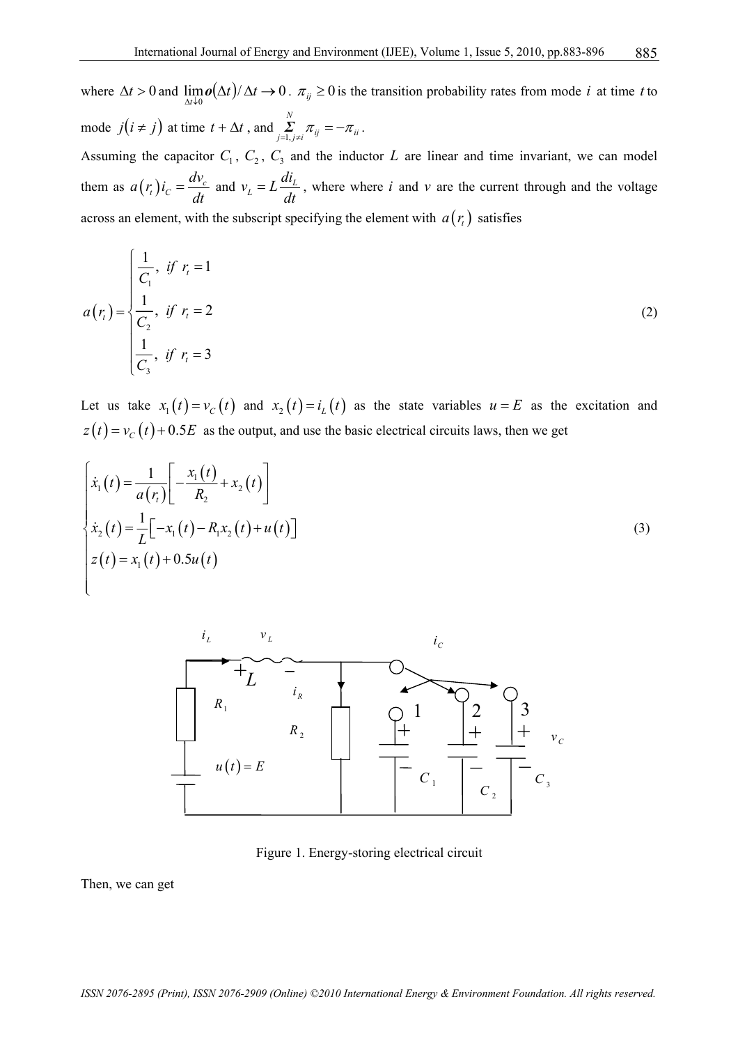where $\Delta t > 0$ and $\lim_{\Delta t \downarrow 0} o(\Delta t)/\Delta t \to 0$. $\pi_{ij} \geq 0$ is the transition probability rates from mode $i$ at time $t$ to mode $j(i \neq j)$ at time $t + \Delta t$, and $\sum_{j=1, j \neq i}^{N} \pi_{ij} = -\pi_{ii}$.

Assuming the capacitor $C_1$, $C_2$, $C_3$ and the inductor $L$ are linear and time invariant, we can model them as $a(r_t) i_C = \frac{dv_c}{dt}$ and $v_L = L \frac{di_L}{dt}$, where where $i$ and $v$ are the current through and the voltage across an element, with the subscript specifying the element with $a(r_t)$ satisfies

$$
a(r_t) = \begin{cases} \frac{1}{C_1}, \ if \ r_t = 1 \\ \frac{1}{C_2}, \ if \ r_t = 2 \\ \frac{1}{C_3}, \ if \ r_t = 3 \end{cases} \tag{2}
$$

Let us take $x_1(t) = v_C(t)$ and $x_2(t) = i_L(t)$ as the state variables $u = E$ as the excitation and $z(t) = v_C(t) + 0.5E$ as the output, and use the basic electrical circuits laws, then we get

$$
\begin{cases} \dot{x}_1(t) = \frac{1}{a(r_t)} \left[ -\frac{x_1(t)}{R_2} + x_2(t) \right] \\ \dot{x}_2(t) = \frac{1}{L} \left[ -x_1(t) - R_1 x_2(t) + u(t) \right] \\ z(t) = x_1(t) + 0.5u(t) \end{cases} \tag{3}
$$

Figure 1. Energy-storing electrical circuit

Then, we can get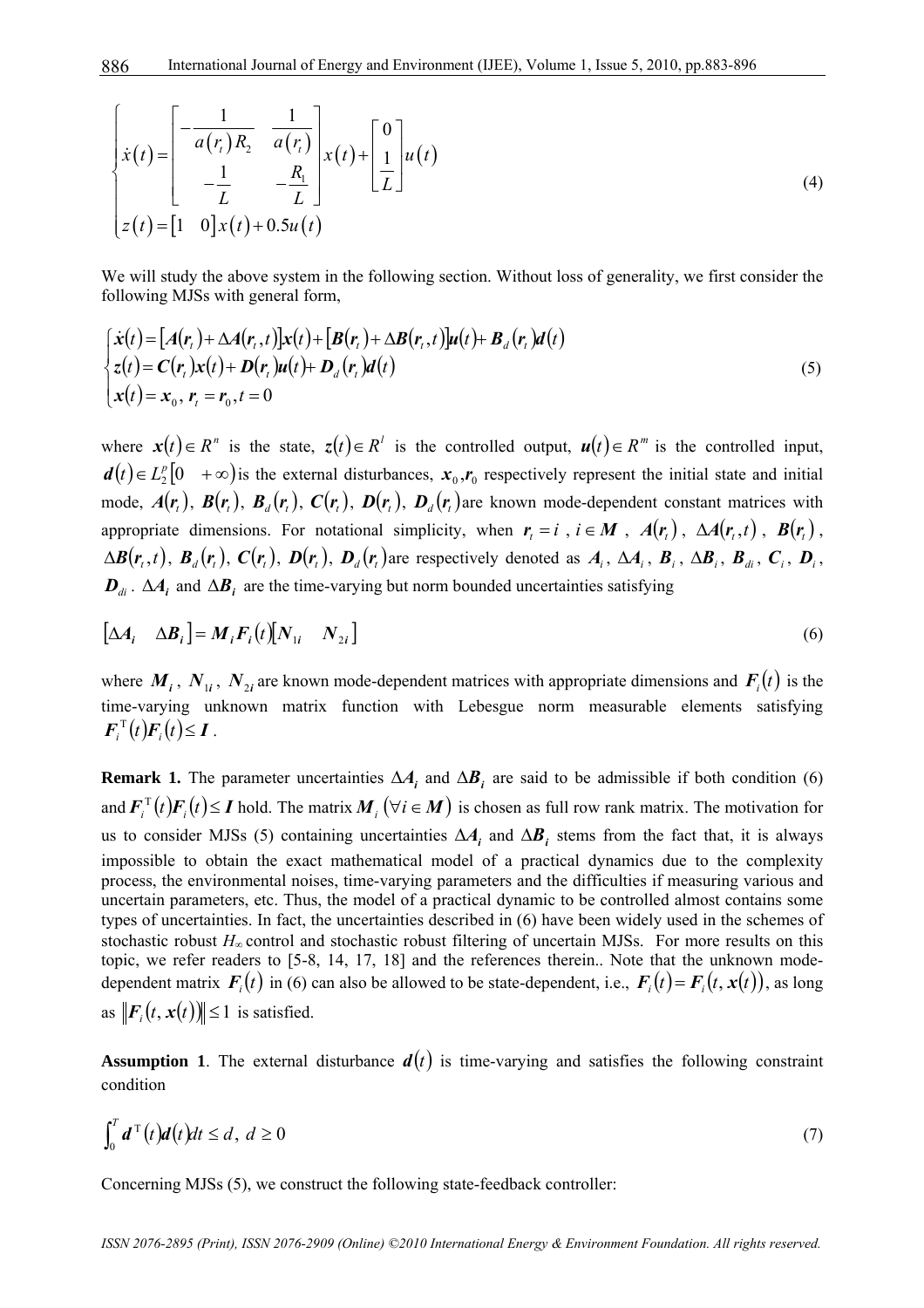$$
\begin{cases}
\dot{x}(t) = \begin{bmatrix} -\dfrac{1}{a(r_t)R_2} & \dfrac{1}{a(r_t)} \\ -\dfrac{1}{L} & -\dfrac{R_1}{L} \end{bmatrix} x(t) + \begin{bmatrix} 0 \\ \dfrac{1}{L} \end{bmatrix} u(t) \\
z(t) = \begin{bmatrix} 1 & 0 \end{bmatrix} x(t) + 0.5u(t)
\end{cases}
\tag{4}
$$

We will study the above system in the following section. Without loss of generality, we first consider the following MJSs with general form,

$$
\begin{cases}
\dot{\boldsymbol{x}}(t) = [\boldsymbol{A}(\boldsymbol{r}_t) + \Delta\boldsymbol{A}(\boldsymbol{r}_t,t)]\boldsymbol{x}(t) + [\boldsymbol{B}(\boldsymbol{r}_t) + \Delta\boldsymbol{B}(\boldsymbol{r}_t,t)]\boldsymbol{u}(t) + \boldsymbol{B}_d(\boldsymbol{r}_t)\boldsymbol{d}(t) \\
\boldsymbol{z}(t) = \boldsymbol{C}(\boldsymbol{r}_t)\boldsymbol{x}(t) + \boldsymbol{D}(\boldsymbol{r}_t)\boldsymbol{u}(t) + \boldsymbol{D}_d(\boldsymbol{r}_t)\boldsymbol{d}(t) \\
\boldsymbol{x}(t) = \boldsymbol{x}_0,\ \boldsymbol{r}_t = \boldsymbol{r}_0, t = 0
\end{cases}
\tag{5}
$$

where $\boldsymbol{x}(t) \in R^n$ is the state, $\boldsymbol{z}(t) \in R^l$ is the controlled output, $\boldsymbol{u}(t) \in R^m$ is the controlled input, $\boldsymbol{d}(t) \in L_2^p[0 \quad +\infty)$ is the external disturbances, $\boldsymbol{x}_0, \boldsymbol{r}_0$ respectively represent the initial state and initial mode, $\boldsymbol{A}(\boldsymbol{r}_t)$, $\boldsymbol{B}(\boldsymbol{r}_t)$, $\boldsymbol{B}_d(\boldsymbol{r}_t)$, $\boldsymbol{C}(\boldsymbol{r}_t)$, $\boldsymbol{D}(\boldsymbol{r}_t)$, $\boldsymbol{D}_d(\boldsymbol{r}_t)$ are known mode-dependent constant matrices with appropriate dimensions. For notational simplicity, when $\boldsymbol{r}_t = i$, $i \in \boldsymbol{M}$, $\boldsymbol{A}(\boldsymbol{r}_t)$, $\Delta\boldsymbol{A}(\boldsymbol{r}_t,t)$, $\boldsymbol{B}(\boldsymbol{r}_t)$, $\Delta\boldsymbol{B}(\boldsymbol{r}_t,t)$, $\boldsymbol{B}_d(\boldsymbol{r}_t)$, $\boldsymbol{C}(\boldsymbol{r}_t)$, $\boldsymbol{D}(\boldsymbol{r}_t)$, $\boldsymbol{D}_d(\boldsymbol{r}_t)$ are respectively denoted as $\boldsymbol{A}_i$, $\Delta\boldsymbol{A}_i$, $\boldsymbol{B}_i$, $\Delta\boldsymbol{B}_i$, $\boldsymbol{B}_{di}$, $\boldsymbol{C}_i$, $\boldsymbol{D}_i$, $\boldsymbol{D}_{di}$. $\Delta\boldsymbol{A}_i$ and $\Delta\boldsymbol{B}_i$ are the time-varying but norm bounded uncertainties satisfying

$$
[\Delta\boldsymbol{A}_i \quad \Delta\boldsymbol{B}_i] = \boldsymbol{M}_i\boldsymbol{F}_i(t)[\boldsymbol{N}_{1i} \quad \boldsymbol{N}_{2i}]
\tag{6}
$$

where $\boldsymbol{M}_i$, $\boldsymbol{N}_{1i}$, $\boldsymbol{N}_{2i}$ are known mode-dependent matrices with appropriate dimensions and $\boldsymbol{F}_i(t)$ is the time-varying unknown matrix function with Lebesgue norm measurable elements satisfying $\boldsymbol{F}_i^{\mathrm{T}}(t)\boldsymbol{F}_i(t) \le \boldsymbol{I}$.

**Remark 1.** The parameter uncertainties $\Delta\boldsymbol{A}_i$ and $\Delta\boldsymbol{B}_i$ are said to be admissible if both condition (6) and $\boldsymbol{F}_i^{\mathrm{T}}(t)\boldsymbol{F}_i(t) \le \boldsymbol{I}$ hold. The matrix $\boldsymbol{M}_i\ (\forall i \in \boldsymbol{M})$ is chosen as full row rank matrix. The motivation for us to consider MJSs (5) containing uncertainties $\Delta\boldsymbol{A}_i$ and $\Delta\boldsymbol{B}_i$ stems from the fact that, it is always impossible to obtain the exact mathematical model of a practical dynamics due to the complexity process, the environmental noises, time-varying parameters and the difficulties if measuring various and uncertain parameters, etc. Thus, the model of a practical dynamic to be controlled almost contains some types of uncertainties. In fact, the uncertainties described in (6) have been widely used in the schemes of stochastic robust $H_\infty$ control and stochastic robust filtering of uncertain MJSs. For more results on this topic, we refer readers to [5-8, 14, 17, 18] and the references therein.. Note that the unknown mode-dependent matrix $\boldsymbol{F}_i(t)$ in (6) can also be allowed to be state-dependent, i.e., $\boldsymbol{F}_i(t) = \boldsymbol{F}_i(t, \boldsymbol{x}(t))$, as long as $\|\boldsymbol{F}_i(t, \boldsymbol{x}(t))\| \le 1$ is satisfied.

**Assumption 1**. The external disturbance $\boldsymbol{d}(t)$ is time-varying and satisfies the following constraint condition

$$
\int_0^T \boldsymbol{d}^{\mathrm{T}}(t)\boldsymbol{d}(t)dt \le d,\ d \ge 0
\tag{7}
$$

Concerning MJSs (5), we construct the following state-feedback controller: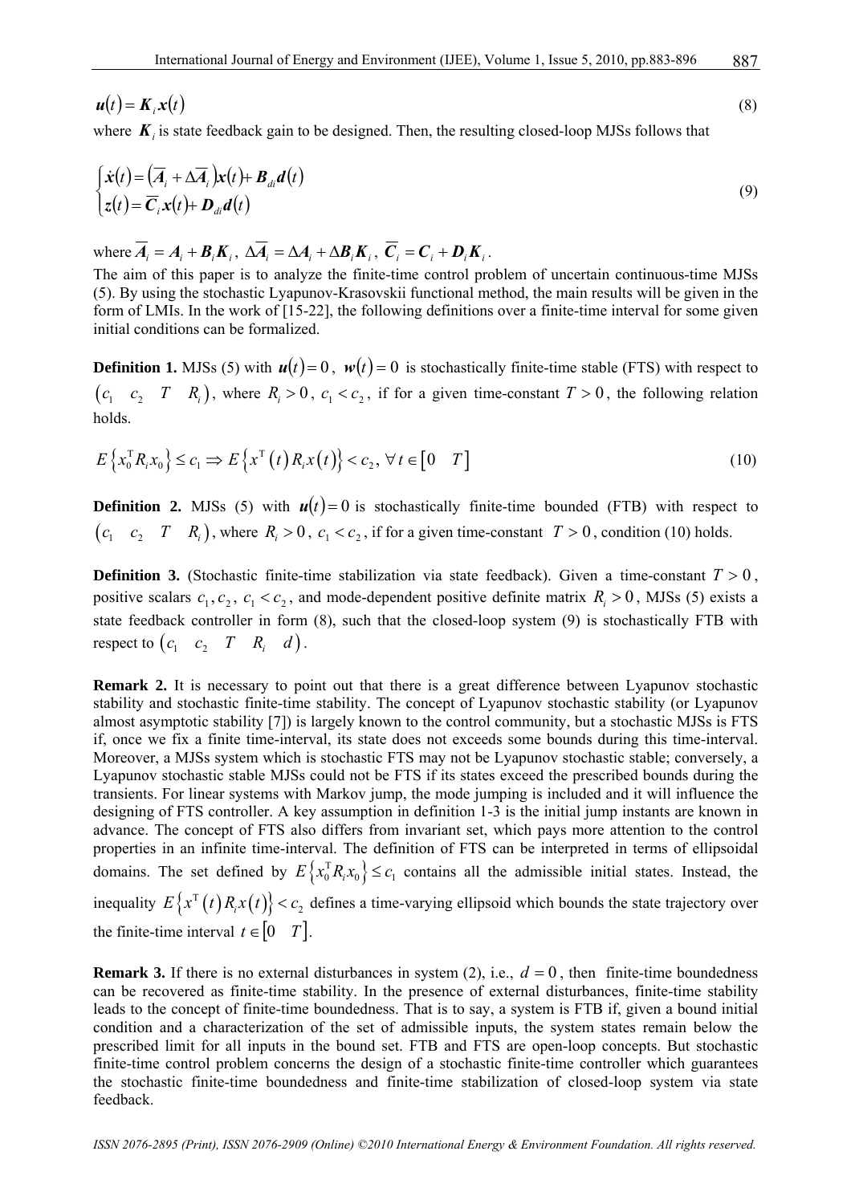$$\boldsymbol{u}(t) = \boldsymbol{K}_i \boldsymbol{x}(t) \tag{8}$$

where $\boldsymbol{K}_i$ is state feedback gain to be designed. Then, the resulting closed-loop MJSs follows that

$$\begin{cases} \dot{\boldsymbol{x}}(t) = \left(\overline{\boldsymbol{A}}_i + \Delta\overline{\boldsymbol{A}}_i\right)\boldsymbol{x}(t) + \boldsymbol{B}_{di}\boldsymbol{d}(t) \\ \boldsymbol{z}(t) = \overline{\boldsymbol{C}}_i \boldsymbol{x}(t) + \boldsymbol{D}_{di}\boldsymbol{d}(t) \end{cases} \tag{9}$$

where $\overline{\boldsymbol{A}}_i = \boldsymbol{A}_i + \boldsymbol{B}_i\boldsymbol{K}_i$, $\Delta\overline{\boldsymbol{A}}_i = \Delta\boldsymbol{A}_i + \Delta\boldsymbol{B}_i\boldsymbol{K}_i$, $\overline{\boldsymbol{C}}_i = \boldsymbol{C}_i + \boldsymbol{D}_i\boldsymbol{K}_i$.

The aim of this paper is to analyze the finite-time control problem of uncertain continuous-time MJSs (5). By using the stochastic Lyapunov-Krasovskii functional method, the main results will be given in the form of LMIs. In the work of [15-22], the following definitions over a finite-time interval for some given initial conditions can be formalized.

**Definition 1.** MJSs (5) with $\boldsymbol{u}(t) = 0$, $\boldsymbol{w}(t) = 0$ is stochastically finite-time stable (FTS) with respect to $\begin{pmatrix} c_1 & c_2 & T & R_i \end{pmatrix}$, where $R_i > 0$, $c_1 < c_2$, if for a given time-constant $T > 0$, the following relation holds.

$$E\left\{x_0^{\mathrm{T}} R_i x_0\right\} \le c_1 \Rightarrow E\left\{x^{\mathrm{T}}(t) R_i x(t)\right\} < c_2,\ \forall t \in \begin{bmatrix} 0 & T \end{bmatrix} \tag{10}$$

**Definition 2.** MJSs (5) with $\boldsymbol{u}(t) = 0$ is stochastically finite-time bounded (FTB) with respect to $\begin{pmatrix} c_1 & c_2 & T & R_i \end{pmatrix}$, where $R_i > 0$, $c_1 < c_2$, if for a given time-constant $T > 0$, condition (10) holds.

**Definition 3.** (Stochastic finite-time stabilization via state feedback). Given a time-constant $T > 0$, positive scalars $c_1, c_2$, $c_1 < c_2$, and mode-dependent positive definite matrix $R_i > 0$, MJSs (5) exists a state feedback controller in form (8), such that the closed-loop system (9) is stochastically FTB with respect to $\begin{pmatrix} c_1 & c_2 & T & R_i & d \end{pmatrix}$.

**Remark 2.** It is necessary to point out that there is a great difference between Lyapunov stochastic stability and stochastic finite-time stability. The concept of Lyapunov stochastic stability (or Lyapunov almost asymptotic stability [7]) is largely known to the control community, but a stochastic MJSs is FTS if, once we fix a finite time-interval, its state does not exceeds some bounds during this time-interval. Moreover, a MJSs system which is stochastic FTS may not be Lyapunov stochastic stable; conversely, a Lyapunov stochastic stable MJSs could not be FTS if its states exceed the prescribed bounds during the transients. For linear systems with Markov jump, the mode jumping is included and it will influence the designing of FTS controller. A key assumption in definition 1-3 is the initial jump instants are known in advance. The concept of FTS also differs from invariant set, which pays more attention to the control properties in an infinite time-interval. The definition of FTS can be interpreted in terms of ellipsoidal domains. The set defined by $E\left\{x_0^{\mathrm{T}} R_i x_0\right\} \le c_1$ contains all the admissible initial states. Instead, the inequality $E\left\{x^{\mathrm{T}}(t) R_i x(t)\right\} < c_2$ defines a time-varying ellipsoid which bounds the state trajectory over the finite-time interval $t \in \begin{bmatrix} 0 & T \end{bmatrix}$.

**Remark 3.** If there is no external disturbances in system (2), i.e., $d = 0$, then finite-time boundedness can be recovered as finite-time stability. In the presence of external disturbances, finite-time stability leads to the concept of finite-time boundedness. That is to say, a system is FTB if, given a bound initial condition and a characterization of the set of admissible inputs, the system states remain below the prescribed limit for all inputs in the bound set. FTB and FTS are open-loop concepts. But stochastic finite-time control problem concerns the design of a stochastic finite-time controller which guarantees the stochastic finite-time boundedness and finite-time stabilization of closed-loop system via state feedback.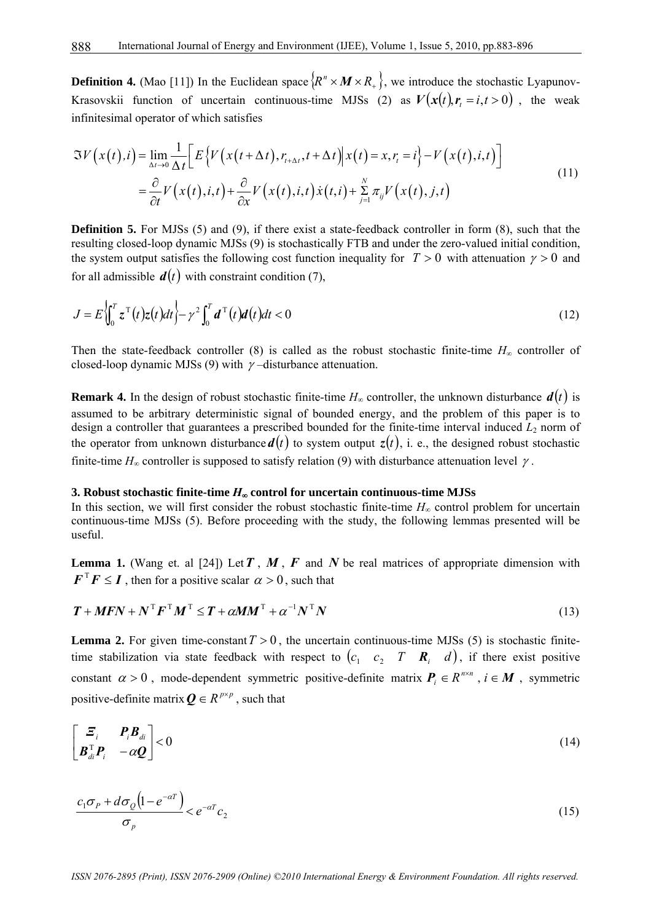**Definition 4.** (Mao [11]) In the Euclidean space $\{R^n \times \boldsymbol{M} \times R_+\}$, we introduce the stochastic Lyapunov-Krasovskii function of uncertain continuous-time MJSs (2) as $V(\boldsymbol{x}(t), \boldsymbol{r}_t = i, t > 0)$, the weak infinitesimal operator of which satisfies

$$
\begin{aligned}
\Im V\left(x(t), i\right) &= \lim_{\Delta t \to 0} \frac{1}{\Delta t}\left[ E\left\{ V\left(x(t+\Delta t), r_{t+\Delta t}, t+\Delta t\right) \middle| x(t) = x, r_t = i \right\} - V\left(x(t), i, t\right) \right] \\
&= \frac{\partial}{\partial t} V\left(x(t), i, t\right) + \frac{\partial}{\partial x} V\left(x(t), i, t\right) \dot{x}(t, i) + \sum_{j=1}^{N} \pi_{ij} V\left(x(t), j, t\right)
\end{aligned}
\tag{11}
$$

**Definition 5.** For MJSs (5) and (9), if there exist a state-feedback controller in form (8), such that the resulting closed-loop dynamic MJSs (9) is stochastically FTB and under the zero-valued initial condition, the system output satisfies the following cost function inequality for $T > 0$ with attenuation $\gamma > 0$ and for all admissible $\boldsymbol{d}(t)$ with constraint condition (7),

$$
J = E\left\{ \int_0^T \boldsymbol{z}^{\mathrm{T}}(t) \boldsymbol{z}(t) dt \right\} - \gamma^2 \int_0^T \boldsymbol{d}^{\mathrm{T}}(t) \boldsymbol{d}(t) dt < 0 \tag{12}
$$

Then the state-feedback controller (8) is called as the robust stochastic finite-time $H_\infty$ controller of closed-loop dynamic MJSs (9) with $\gamma$ –disturbance attenuation.

**Remark 4.** In the design of robust stochastic finite-time $H_\infty$ controller, the unknown disturbance $\boldsymbol{d}(t)$ is assumed to be arbitrary deterministic signal of bounded energy, and the problem of this paper is to design a controller that guarantees a prescribed bounded for the finite-time interval induced $L_2$ norm of the operator from unknown disturbance $\boldsymbol{d}(t)$ to system output $\boldsymbol{z}(t)$, i. e., the designed robust stochastic finite-time $H_\infty$ controller is supposed to satisfy relation (9) with disturbance attenuation level $\gamma$.

### 3. Robust stochastic finite-time $H_\infty$ control for uncertain continuous-time MJSs

In this section, we will first consider the robust stochastic finite-time $H_\infty$ control problem for uncertain continuous-time MJSs (5). Before proceeding with the study, the following lemmas presented will be useful.

**Lemma 1.** (Wang et. al [24]) Let $\boldsymbol{T}$, $\boldsymbol{M}$, $\boldsymbol{F}$ and $\boldsymbol{N}$ be real matrices of appropriate dimension with $\boldsymbol{F}^{\mathrm{T}} \boldsymbol{F} \le \boldsymbol{I}$, then for a positive scalar $\alpha > 0$, such that

$$
\boldsymbol{T} + \boldsymbol{M}\boldsymbol{F}\boldsymbol{N} + \boldsymbol{N}^{\mathrm{T}} \boldsymbol{F}^{\mathrm{T}} \boldsymbol{M}^{\mathrm{T}} \le \boldsymbol{T} + \alpha \boldsymbol{M}\boldsymbol{M}^{\mathrm{T}} + \alpha^{-1} \boldsymbol{N}^{\mathrm{T}} \boldsymbol{N} \tag{13}
$$

**Lemma 2.** For given time-constant $T > 0$, the uncertain continuous-time MJSs (5) is stochastic finite-time stabilization via state feedback with respect to $(c_1 \quad c_2 \quad T \quad \boldsymbol{R}_i \quad d)$, if there exist positive constant $\alpha > 0$, mode-dependent symmetric positive-definite matrix $\boldsymbol{P}_i \in R^{n \times n}$, $i \in \boldsymbol{M}$, symmetric positive-definite matrix $\boldsymbol{Q} \in R^{p \times p}$, such that

$$
\begin{bmatrix} \boldsymbol{\Xi}_i & \boldsymbol{P}_i \boldsymbol{B}_{di} \\ \boldsymbol{B}_{di}^{\mathrm{T}} \boldsymbol{P}_i & -\alpha \boldsymbol{Q} \end{bmatrix} < 0 \tag{14}
$$

$$
\frac{c_1 \sigma_P + d \sigma_Q \left(1 - e^{-\alpha T}\right)}{\sigma_p} < e^{-\alpha T} c_2 \tag{15}
$$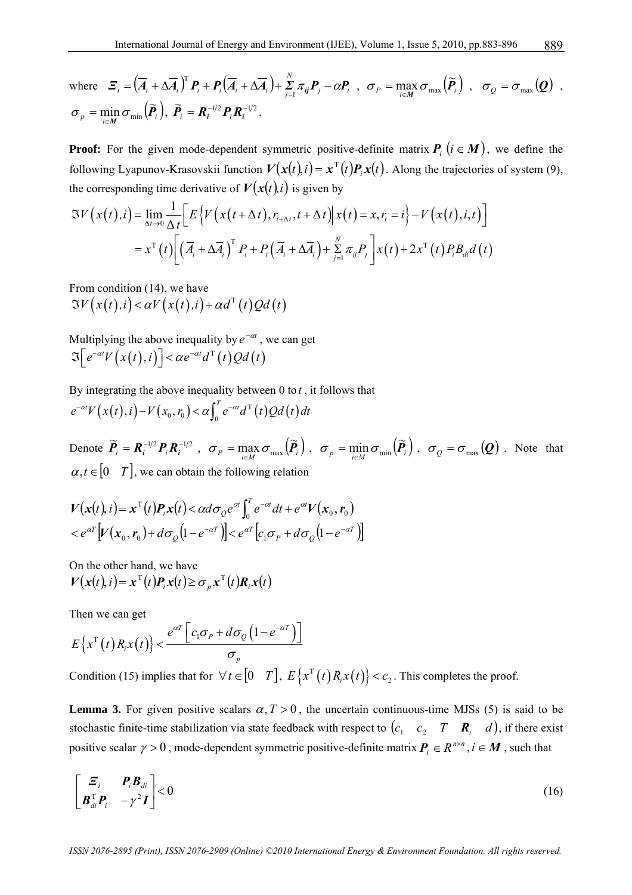where $\boldsymbol{\Xi}_i = \left(\overline{\boldsymbol{A}}_i + \Delta\overline{\boldsymbol{A}}_i\right)^{\mathrm{T}} \boldsymbol{P}_i + \boldsymbol{P}_i\left(\overline{\boldsymbol{A}}_i + \Delta\overline{\boldsymbol{A}}_i\right) + \sum_{j=1}^{N} \pi_{ij}\boldsymbol{P}_j - \alpha\boldsymbol{P}_i$ , $\sigma_P = \max_{i\in\boldsymbol{M}} \sigma_{\max}\left(\widetilde{\boldsymbol{P}}_i\right)$ , $\sigma_Q = \sigma_{\max}(\boldsymbol{Q})$ , $\sigma_p = \min_{i\in\boldsymbol{M}} \sigma_{\min}\left(\widetilde{\boldsymbol{P}}_i\right)$, $\widetilde{\boldsymbol{P}}_i = \boldsymbol{R}_i^{-1/2}\boldsymbol{P}_i\boldsymbol{R}_i^{-1/2}$.

**Proof:** For the given mode-dependent symmetric positive-definite matrix $\boldsymbol{P}_i\ (i\in\boldsymbol{M})$, we define the following Lyapunov-Krasovskii function $\boldsymbol{V}(\boldsymbol{x}(t),i) = \boldsymbol{x}^{\mathrm{T}}(t)\boldsymbol{P}_i\boldsymbol{x}(t)$. Along the trajectories of system (9), the corresponding time derivative of $\boldsymbol{V}(\boldsymbol{x}(t),i)$ is given by

$$
\begin{aligned}
\Im V\left(x(t),i\right) &= \lim_{\Delta t\to 0}\frac{1}{\Delta t}\left[E\left\{V\left(x(t+\Delta t), r_{t+\Delta t}, t+\Delta t\right)\middle| x(t)=x, r_t = i\right\} - V\left(x(t),i,t\right)\right] \\
&= x^{\mathrm{T}}(t)\left[\left(\overline{A}_i + \Delta\overline{A}_i\right)^{\mathrm{T}} P_i + P_i\left(\overline{A}_i + \Delta\overline{A}_i\right) + \sum_{j=1}^{N}\pi_{ij}P_j\right]x(t) + 2x^{\mathrm{T}}(t)P_iB_{di}d(t)
\end{aligned}
$$

From condition (14), we have

$$\Im V\left(x(t),i\right) < \alpha V\left(x(t),i\right) + \alpha d^{\mathrm{T}}(t)Qd(t)$$

Multiplying the above inequality by $e^{-\alpha t}$, we can get

$$\Im\left[e^{-\alpha t}V\left(x(t),i\right)\right] < \alpha e^{-\alpha t}d^{\mathrm{T}}(t)Qd(t)$$

By integrating the above inequality between 0 to $t$, it follows that

$$e^{-\alpha t}V\left(x(t),i\right) - V\left(x_0, r_0\right) < \alpha\int_0^T e^{-\alpha t}d^{\mathrm{T}}(t)Qd(t)dt$$

Denote $\widetilde{\boldsymbol{P}}_i = \boldsymbol{R}_i^{-1/2}\boldsymbol{P}_i\boldsymbol{R}_i^{-1/2}$ , $\sigma_P = \max_{i\in M}\sigma_{\max}\left(\widetilde{\boldsymbol{P}}_i\right)$ , $\sigma_p = \min_{i\in M}\sigma_{\min}\left(\widetilde{\boldsymbol{P}}_i\right)$ , $\sigma_Q = \sigma_{\max}(\boldsymbol{Q})$ . Note that $\alpha, t\in[0\quad T]$, we can obtain the following relation

$$
\begin{aligned}
&\boldsymbol{V}(\boldsymbol{x}(t),i) = \boldsymbol{x}^{\mathrm{T}}(t)\boldsymbol{P}_i\boldsymbol{x}(t) < \alpha d\sigma_Q e^{\alpha t}\int_0^T e^{-\alpha t}dt + e^{\alpha t}\boldsymbol{V}(\boldsymbol{x}_0, \boldsymbol{r}_0) \\
&< e^{\alpha T}\left[\boldsymbol{V}(\boldsymbol{x}_0,\boldsymbol{r}_0) + d\sigma_Q\left(1-e^{-\alpha T}\right)\right] < e^{\alpha T}\left[c_1\sigma_P + d\sigma_Q\left(1-e^{-\alpha T}\right)\right]
\end{aligned}
$$

On the other hand, we have

$$\boldsymbol{V}(\boldsymbol{x}(t),i) = \boldsymbol{x}^{\mathrm{T}}(t)\boldsymbol{P}_i\boldsymbol{x}(t) \geq \sigma_p\boldsymbol{x}^{\mathrm{T}}(t)\boldsymbol{R}_i\boldsymbol{x}(t)$$

Then we can get

$$E\left\{x^{\mathrm{T}}(t)R_ix(t)\right\} < \frac{e^{\alpha T}\left[c_1\sigma_P + d\sigma_Q\left(1-e^{-\alpha T}\right)\right]}{\sigma_p}$$

Condition (15) implies that for $\forall t\in[0\quad T]$, $E\left\{x^{\mathrm{T}}(t)R_ix(t)\right\} < c_2$. This completes the proof.

**Lemma 3.** For given positive scalars $\alpha, T > 0$, the uncertain continuous-time MJSs (5) is said to be stochastic finite-time stabilization via state feedback with respect to $\left(c_1\quad c_2\quad T\quad \boldsymbol{R}_i\quad d\right)$, if there exist positive scalar $\gamma > 0$, mode-dependent symmetric positive-definite matrix $\boldsymbol{P}_i\in R^{n\times n}, i\in\boldsymbol{M}$, such that

$$
\begin{bmatrix}
\boldsymbol{\Xi}_i & \boldsymbol{P}_i\boldsymbol{B}_{di} \\
\boldsymbol{B}_{di}^{\mathrm{T}}\boldsymbol{P}_i & -\gamma^2\boldsymbol{I}
\end{bmatrix} < 0 \tag{16}
$$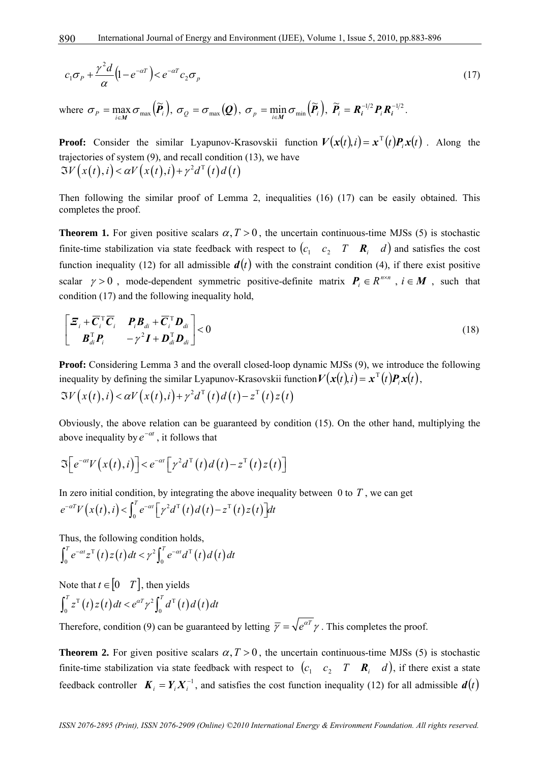$$c_1\sigma_P + \frac{\gamma^2 d}{\alpha}\left(1-e^{-\alpha T}\right) < e^{-\alpha T} c_2 \sigma_p \tag{17}$$

where $\sigma_P = \max_{i\in \boldsymbol{M}} \sigma_{\max}\left(\widetilde{\boldsymbol{P}}_i\right)$, $\sigma_Q = \sigma_{\max}\left(\boldsymbol{Q}\right)$, $\sigma_p = \min_{i\in \boldsymbol{M}} \sigma_{\min}\left(\widetilde{\boldsymbol{P}}_i\right)$, $\widetilde{\boldsymbol{P}}_i = \boldsymbol{R}_i^{-1/2}\boldsymbol{P}_i\boldsymbol{R}_i^{-1/2}$.

**Proof:** Consider the similar Lyapunov-Krasovskii function $\boldsymbol{V}\left(\boldsymbol{x}(t),i\right) = \boldsymbol{x}^{\mathrm{T}}(t)\boldsymbol{P}_i\boldsymbol{x}(t)$. Along the trajectories of system (9), and recall condition (13), we have

$$\Im V\left(x(t),i\right) < \alpha V\left(x(t),i\right) + \gamma^2 d^{\mathrm{T}}(t)d(t)$$

Then following the similar proof of Lemma 2, inequalities (16) (17) can be easily obtained. This completes the proof.

**Theorem 1.** For given positive scalars $\alpha, T > 0$, the uncertain continuous-time MJSs (5) is stochastic finite-time stabilization via state feedback with respect to $\left(c_1 \quad c_2 \quad T \quad \boldsymbol{R}_i \quad d\right)$ and satisfies the cost function inequality (12) for all admissible $\boldsymbol{d}(t)$ with the constraint condition (4), if there exist positive scalar $\gamma > 0$, mode-dependent symmetric positive-definite matrix $\boldsymbol{P}_i \in R^{n\times n}$, $i \in \boldsymbol{M}$, such that condition (17) and the following inequality hold,

$$\begin{bmatrix} \boldsymbol{\Xi}_i + \overline{\boldsymbol{C}}_i^{\mathrm{T}}\overline{\boldsymbol{C}}_i & \boldsymbol{P}_i\boldsymbol{B}_{di} + \overline{\boldsymbol{C}}_i^{\mathrm{T}}\boldsymbol{D}_{di} \\ \boldsymbol{B}_{di}^{\mathrm{T}}\boldsymbol{P}_i & -\gamma^2\boldsymbol{I} + \boldsymbol{D}_{di}^{\mathrm{T}}\boldsymbol{D}_{di} \end{bmatrix} < 0 \tag{18}$$

**Proof:** Considering Lemma 3 and the overall closed-loop dynamic MJSs (9), we introduce the following inequality by defining the similar Lyapunov-Krasovskii function $\boldsymbol{V}\left(\boldsymbol{x}(t),i\right) = \boldsymbol{x}^{\mathrm{T}}(t)\boldsymbol{P}_i\boldsymbol{x}(t)$,

$$\Im V\left(x(t),i\right) < \alpha V\left(x(t),i\right) + \gamma^2 d^{\mathrm{T}}(t)d(t) - z^{\mathrm{T}}(t)z(t)$$

Obviously, the above relation can be guaranteed by condition (15). On the other hand, multiplying the above inequality by $e^{-\alpha t}$, it follows that

$$\Im\left[e^{-\alpha t}V\left(x(t),i\right)\right] < e^{-\alpha t}\left[\gamma^2 d^{\mathrm{T}}(t)d(t) - z^{\mathrm{T}}(t)z(t)\right]$$

In zero initial condition, by integrating the above inequality between 0 to $T$, we can get

$$e^{-\alpha T}V\left(x(t),i\right) < \int_0^T e^{-\alpha t}\left[\gamma^2 d^{\mathrm{T}}(t)d(t) - z^{\mathrm{T}}(t)z(t)\right]dt$$

Thus, the following condition holds,

$$\int_0^T e^{-\alpha t} z^{\mathrm{T}}(t)z(t)dt < \gamma^2 \int_0^T e^{-\alpha t} d^{\mathrm{T}}(t)d(t)dt$$

Note that $t \in \left[0 \quad T\right]$, then yields

$$\int_0^T z^{\mathrm{T}}(t)z(t)dt < e^{\alpha T}\gamma^2 \int_0^T d^{\mathrm{T}}(t)d(t)dt$$

Therefore, condition (9) can be guaranteed by letting $\overline{\gamma} = \sqrt{e^{\alpha T}}\gamma$. This completes the proof.

**Theorem 2.** For given positive scalars $\alpha, T > 0$, the uncertain continuous-time MJSs (5) is stochastic finite-time stabilization via state feedback with respect to $\left(c_1 \quad c_2 \quad T \quad \boldsymbol{R}_i \quad d\right)$, if there exist a state feedback controller $\boldsymbol{K}_i = \boldsymbol{Y}_i\boldsymbol{X}_i^{-1}$, and satisfies the cost function inequality (12) for all admissible $\boldsymbol{d}(t)$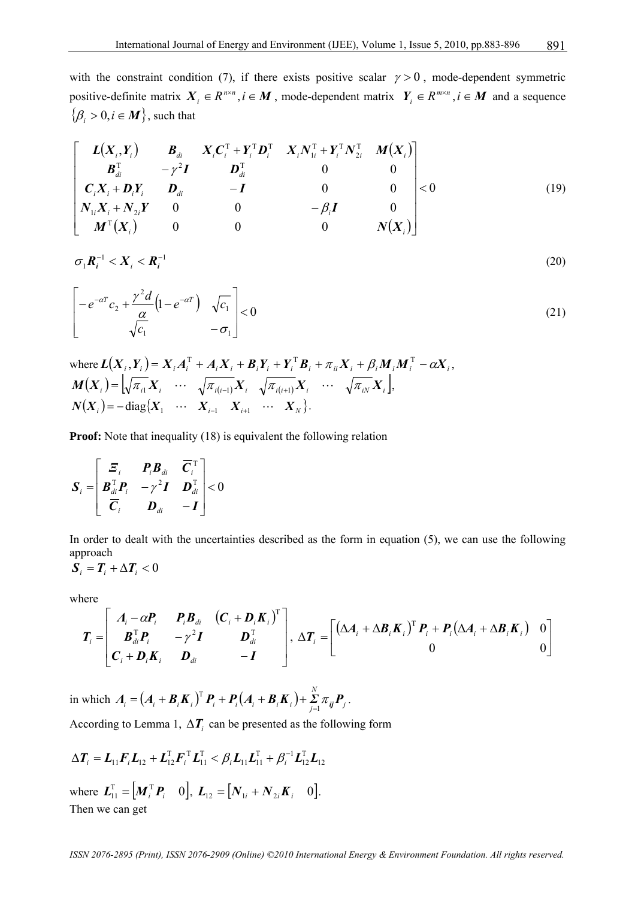with the constraint condition (7), if there exists positive scalar $\gamma > 0$, mode-dependent symmetric positive-definite matrix $\boldsymbol{X}_i \in R^{n\times n}, i \in \boldsymbol{M}$, mode-dependent matrix $\boldsymbol{Y}_i \in R^{m\times n}, i \in \boldsymbol{M}$ and a sequence $\{\beta_i > 0, i \in \boldsymbol{M}\}$, such that

$$
\begin{bmatrix}
\boldsymbol{L}(\boldsymbol{X}_i,\boldsymbol{Y}_i) & \boldsymbol{B}_{di} & \boldsymbol{X}_i\boldsymbol{C}_i^{\mathrm{T}} + \boldsymbol{Y}_i^{\mathrm{T}}\boldsymbol{D}_i^{\mathrm{T}} & \boldsymbol{X}_i\boldsymbol{N}_{1i}^{\mathrm{T}} + \boldsymbol{Y}_i^{\mathrm{T}}\boldsymbol{N}_{2i}^{\mathrm{T}} & \boldsymbol{M}(\boldsymbol{X}_i) \\
\boldsymbol{B}_{di}^{\mathrm{T}} & -\gamma^2\boldsymbol{I} & \boldsymbol{D}_{di}^{\mathrm{T}} & 0 & 0 \\
\boldsymbol{C}_i\boldsymbol{X}_i + \boldsymbol{D}_i\boldsymbol{Y}_i & \boldsymbol{D}_{di} & -\boldsymbol{I} & 0 & 0 \\
\boldsymbol{N}_{1i}\boldsymbol{X}_i + \boldsymbol{N}_{2i}\boldsymbol{Y} & 0 & 0 & -\beta_i\boldsymbol{I} & 0 \\
\boldsymbol{M}^{\mathrm{T}}(\boldsymbol{X}_i) & 0 & 0 & 0 & \boldsymbol{N}(\boldsymbol{X}_i)
\end{bmatrix} < 0 \tag{19}
$$

$$
\sigma_1\boldsymbol{R}_i^{-1} < \boldsymbol{X}_i < \boldsymbol{R}_i^{-1} \tag{20}
$$

$$
\begin{bmatrix}
-e^{-\alpha T}c_2 + \dfrac{\gamma^2 d}{\alpha}\left(1-e^{-\alpha T}\right) & \sqrt{c_1} \\
\sqrt{c_1} & -\sigma_1
\end{bmatrix} < 0 \tag{21}
$$

where $\boldsymbol{L}(\boldsymbol{X}_i,\boldsymbol{Y}_i) = \boldsymbol{X}_i\boldsymbol{A}_i^{\mathrm{T}} + \boldsymbol{A}_i\boldsymbol{X}_i + \boldsymbol{B}_i\boldsymbol{Y}_i + \boldsymbol{Y}_i^{\mathrm{T}}\boldsymbol{B}_i + \pi_{ii}\boldsymbol{X}_i + \beta_i\boldsymbol{M}_i\boldsymbol{M}_i^{\mathrm{T}} - \alpha\boldsymbol{X}_i$,
$\boldsymbol{M}(\boldsymbol{X}_i) = \left[\sqrt{\pi_{i1}}\boldsymbol{X}_i \quad \cdots \quad \sqrt{\pi_{i(i-1)}}\boldsymbol{X}_i \quad \sqrt{\pi_{i(i+1)}}\boldsymbol{X}_i \quad \cdots \quad \sqrt{\pi_{iN}}\boldsymbol{X}_i\right]$,
$\boldsymbol{N}(\boldsymbol{X}_i) = -\mathrm{diag}\{\boldsymbol{X}_1 \quad \cdots \quad \boldsymbol{X}_{i-1} \quad \boldsymbol{X}_{i+1} \quad \cdots \quad \boldsymbol{X}_N\}$.

**Proof:** Note that inequality (18) is equivalent the following relation

$$
\boldsymbol{S}_i = \begin{bmatrix}
\boldsymbol{\Xi}_i & \boldsymbol{P}_i\boldsymbol{B}_{di} & \overline{\boldsymbol{C}}_i^{\mathrm{T}} \\
\boldsymbol{B}_{di}^{\mathrm{T}}\boldsymbol{P}_i & -\gamma^2\boldsymbol{I} & \boldsymbol{D}_{di}^{\mathrm{T}} \\
\overline{\boldsymbol{C}}_i & \boldsymbol{D}_{di} & -\boldsymbol{I}
\end{bmatrix} < 0
$$

In order to dealt with the uncertainties described as the form in equation (5), we can use the following approach

$\boldsymbol{S}_i = \boldsymbol{T}_i + \Delta\boldsymbol{T}_i < 0$

where

$$
\boldsymbol{T}_i = \begin{bmatrix}
\boldsymbol{\Lambda}_i - \alpha\boldsymbol{P}_i & \boldsymbol{P}_i\boldsymbol{B}_{di} & (\boldsymbol{C}_i + \boldsymbol{D}_i\boldsymbol{K}_i)^{\mathrm{T}} \\
\boldsymbol{B}_{di}^{\mathrm{T}}\boldsymbol{P}_i & -\gamma^2\boldsymbol{I} & \boldsymbol{D}_{di}^{\mathrm{T}} \\
\boldsymbol{C}_i + \boldsymbol{D}_i\boldsymbol{K}_i & \boldsymbol{D}_{di} & -\boldsymbol{I}
\end{bmatrix},\ 
\Delta\boldsymbol{T}_i = \begin{bmatrix}
(\Delta\boldsymbol{A}_i + \Delta\boldsymbol{B}_i\boldsymbol{K}_i)^{\mathrm{T}}\boldsymbol{P}_i + \boldsymbol{P}_i(\Delta\boldsymbol{A}_i + \Delta\boldsymbol{B}_i\boldsymbol{K}_i) & 0 \\
0 & 0
\end{bmatrix}
$$

in which $\boldsymbol{\Lambda}_i = (\boldsymbol{A}_i + \boldsymbol{B}_i\boldsymbol{K}_i)^{\mathrm{T}}\boldsymbol{P}_i + \boldsymbol{P}_i(\boldsymbol{A}_i + \boldsymbol{B}_i\boldsymbol{K}_i) + \sum_{j=1}^{N}\pi_{ij}\boldsymbol{P}_j$.

According to Lemma 1, $\Delta\boldsymbol{T}_i$ can be presented as the following form

$$
\Delta\boldsymbol{T}_i = \boldsymbol{L}_{11}\boldsymbol{F}_i\boldsymbol{L}_{12} + \boldsymbol{L}_{12}^{\mathrm{T}}\boldsymbol{F}_i^{\mathrm{T}}\boldsymbol{L}_{11}^{\mathrm{T}} < \beta_i\boldsymbol{L}_{11}\boldsymbol{L}_{11}^{\mathrm{T}} + \beta_i^{-1}\boldsymbol{L}_{12}^{\mathrm{T}}\boldsymbol{L}_{12}
$$

where $\boldsymbol{L}_{11}^{\mathrm{T}} = \left[\boldsymbol{M}_i^{\mathrm{T}}\boldsymbol{P}_i \quad 0\right]$, $\boldsymbol{L}_{12} = \left[\boldsymbol{N}_{1i} + \boldsymbol{N}_{2i}\boldsymbol{K}_i \quad 0\right]$.

Then we can get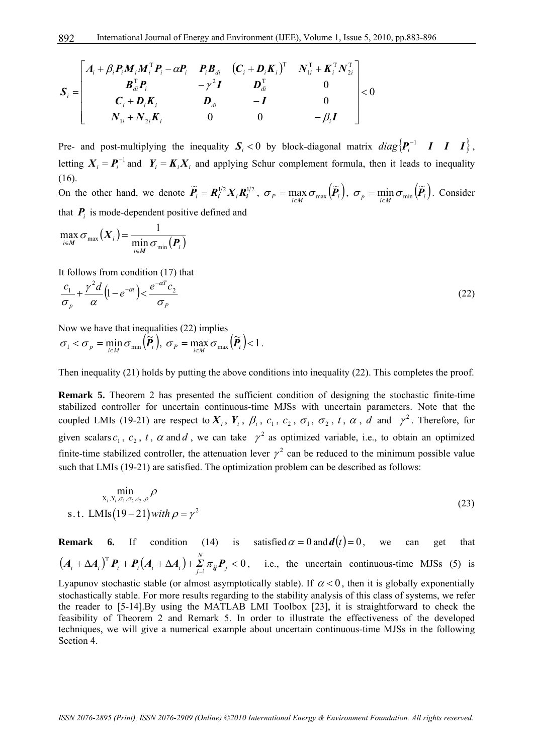$$
\boldsymbol{S}_i = \begin{bmatrix} \boldsymbol{\Lambda}_i + \beta_i \boldsymbol{P}_i \boldsymbol{M}_i \boldsymbol{M}_i^{\mathrm{T}} \boldsymbol{P}_i - \alpha \boldsymbol{P}_i & \boldsymbol{P}_i \boldsymbol{B}_{di} & \left(\boldsymbol{C}_i + \boldsymbol{D}_i \boldsymbol{K}_i\right)^{\mathrm{T}} & \boldsymbol{N}_{1i}^{\mathrm{T}} + \boldsymbol{K}_i^{\mathrm{T}} \boldsymbol{N}_{2i}^{\mathrm{T}} \\ \boldsymbol{B}_{di}^{\mathrm{T}} \boldsymbol{P}_i & -\gamma^2 \boldsymbol{I} & \boldsymbol{D}_{di}^{\mathrm{T}} & 0 \\ \boldsymbol{C}_i + \boldsymbol{D}_i \boldsymbol{K}_i & \boldsymbol{D}_{di} & -\boldsymbol{I} & 0 \\ \boldsymbol{N}_{1i} + \boldsymbol{N}_{2i} \boldsymbol{K}_i & 0 & 0 & -\beta_i \boldsymbol{I} \end{bmatrix} < 0
$$

Pre- and post-multiplying the inequality $\boldsymbol{S}_i < 0$ by block-diagonal matrix $diag\left\{\boldsymbol{P}_i^{-1} \quad \boldsymbol{I} \quad \boldsymbol{I} \quad \boldsymbol{I}\right\}$, letting $\boldsymbol{X}_i = \boldsymbol{P}_i^{-1}$ and $\boldsymbol{Y}_i = \boldsymbol{K}_i \boldsymbol{X}_i$ and applying Schur complement formula, then it leads to inequality (16).

On the other hand, we denote $\widetilde{\boldsymbol{P}}_i = \boldsymbol{R}_i^{1/2} \boldsymbol{X}_i \boldsymbol{R}_i^{1/2}$, $\sigma_P = \max_{i \in M} \sigma_{\max}\left(\widetilde{\boldsymbol{P}}_i\right)$, $\sigma_p = \min_{i \in M} \sigma_{\min}\left(\widetilde{\boldsymbol{P}}_i\right)$. Consider that $\boldsymbol{P}_i$ is mode-dependent positive defined and

$$
\max_{i \in \boldsymbol{M}} \sigma_{\max}\left(\boldsymbol{X}_i\right) = \frac{1}{\min_{i \in \boldsymbol{M}} \sigma_{\min}\left(\boldsymbol{P}_i\right)}
$$

It follows from condition (17) that

$$
\frac{c_1}{\sigma_p} + \frac{\gamma^2 d}{\alpha}\left(1 - e^{-\alpha t}\right) < \frac{e^{-\alpha T} c_2}{\sigma_P} \tag{22}
$$

Now we have that inequalities (22) implies
$\sigma_1 < \sigma_p = \min_{i \in M} \sigma_{\min}\left(\widetilde{\boldsymbol{P}}_i\right),\ \sigma_P = \max_{i \in M} \sigma_{\max}\left(\widetilde{\boldsymbol{P}}_i\right) < 1$.

Then inequality (21) holds by putting the above conditions into inequality (22). This completes the proof.

**Remark 5.** Theorem 2 has presented the sufficient condition of designing the stochastic finite-time stabilized controller for uncertain continuous-time MJSs with uncertain parameters. Note that the coupled LMIs (19-21) are respect to $\boldsymbol{X}_i$, $\boldsymbol{Y}_i$, $\beta_i$, $c_1$, $c_2$, $\sigma_1$, $\sigma_2$, $t$, $\alpha$, $d$ and $\gamma^2$. Therefore, for given scalars $c_1$, $c_2$, $t$, $\alpha$ and $d$, we can take $\gamma^2$ as optimized variable, i.e., to obtain an optimized finite-time stabilized controller, the attenuation lever $\gamma^2$ can be reduced to the minimum possible value such that LMIs (19-21) are satisfied. The optimization problem can be described as follows:

$$
\begin{aligned} &\min_{\mathrm{X}_i, \mathrm{Y}_i, \sigma_1, \sigma_2, c_2, \rho} \rho \\ &\text{s.t. LMIs}\left(19 - 21\right) with\, \rho = \gamma^2 \end{aligned} \tag{23}
$$

**Remark 6.** If condition (14) is satisfied $\alpha = 0$ and $\boldsymbol{d}(t) = 0$, we can get that $\left(\boldsymbol{A}_i + \Delta \boldsymbol{A}_i\right)^{\mathrm{T}} \boldsymbol{P}_i + \boldsymbol{P}_i\left(\boldsymbol{A}_i + \Delta \boldsymbol{A}_i\right) + \sum_{j=1}^{N} \pi_{ij} \boldsymbol{P}_j < 0$, i.e., the uncertain continuous-time MJSs (5) is Lyapunov stochastic stable (or almost asymptotically stable). If $\alpha < 0$, then it is globally exponentially stochastically stable. For more results regarding to the stability analysis of this class of systems, we refer the reader to [5-14].By using the MATLAB LMI Toolbox [23], it is straightforward to check the feasibility of Theorem 2 and Remark 5. In order to illustrate the effectiveness of the developed techniques, we will give a numerical example about uncertain continuous-time MJSs in the following Section 4.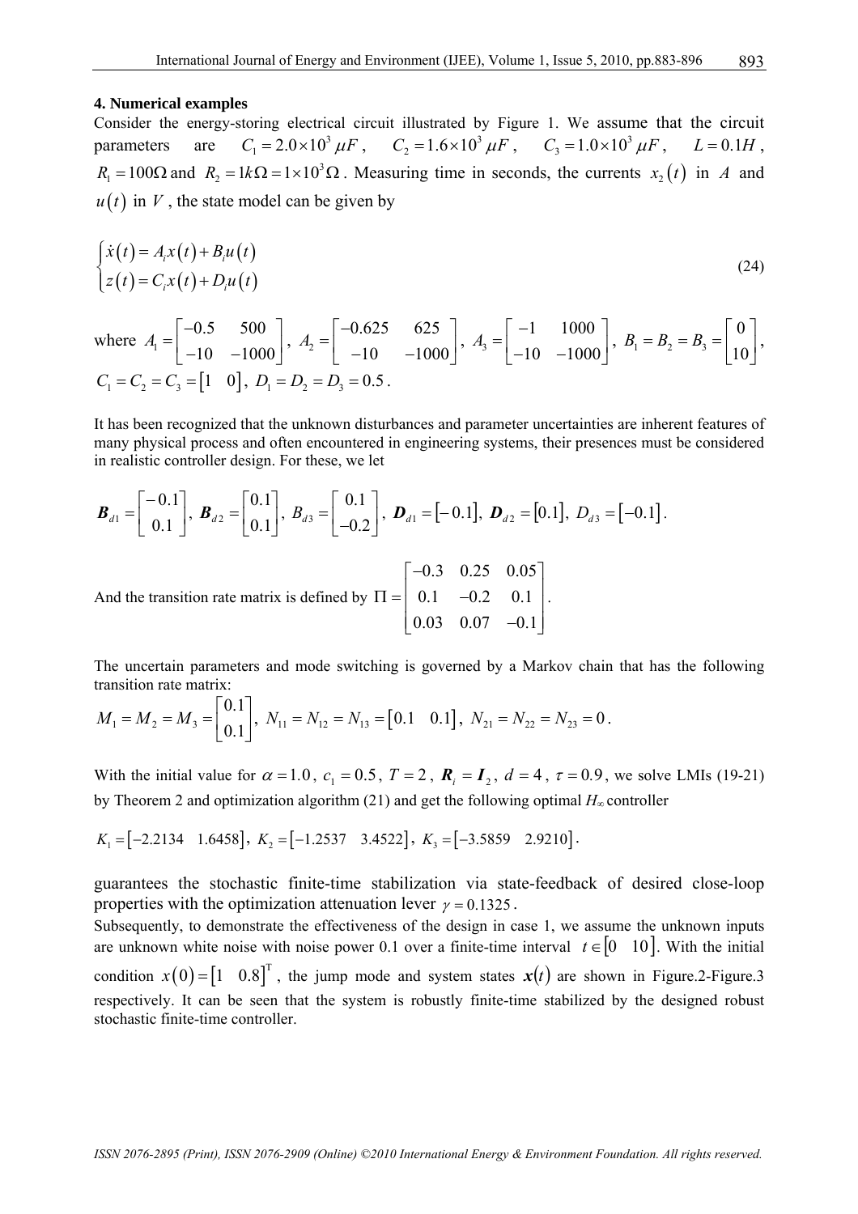### 4. Numerical examples

Consider the energy-storing electrical circuit illustrated by Figure 1. We assume that the circuit parameters are $C_1 = 2.0\times10^3\ \mu F$, $C_2 = 1.6\times10^3\ \mu F$, $C_3 = 1.0\times10^3\ \mu F$, $L = 0.1H$, $R_1 = 100\Omega$ and $R_2 = 1k\Omega = 1\times10^3\Omega$. Measuring time in seconds, the currents $x_2(t)$ in $A$ and $u(t)$ in $V$, the state model can be given by

$$\begin{cases} \dot{x}(t) = A_i x(t) + B_i u(t) \\ z(t) = C_i x(t) + D_i u(t) \end{cases} \tag{24}$$

where $A_1 = \begin{bmatrix} -0.5 & 500 \\ -10 & -1000 \end{bmatrix}$, $A_2 = \begin{bmatrix} -0.625 & 625 \\ -10 & -1000 \end{bmatrix}$, $A_3 = \begin{bmatrix} -1 & 1000 \\ -10 & -1000 \end{bmatrix}$, $B_1 = B_2 = B_3 = \begin{bmatrix} 0 \\ 10 \end{bmatrix}$, $C_1 = C_2 = C_3 = \begin{bmatrix} 1 & 0 \end{bmatrix}$, $D_1 = D_2 = D_3 = 0.5$.

It has been recognized that the unknown disturbances and parameter uncertainties are inherent features of many physical process and often encountered in engineering systems, their presences must be considered in realistic controller design. For these, we let

$$\boldsymbol{B}_{d1} = \begin{bmatrix} -0.1 \\ 0.1 \end{bmatrix},\ \boldsymbol{B}_{d2} = \begin{bmatrix} 0.1 \\ 0.1 \end{bmatrix},\ B_{d3} = \begin{bmatrix} 0.1 \\ -0.2 \end{bmatrix},\ \boldsymbol{D}_{d1} = \begin{bmatrix} -0.1 \end{bmatrix},\ \boldsymbol{D}_{d2} = \begin{bmatrix} 0.1 \end{bmatrix},\ D_{d3} = \begin{bmatrix} -0.1 \end{bmatrix}.$$

And the transition rate matrix is defined by $\Pi = \begin{bmatrix} -0.3 & 0.25 & 0.05 \\ 0.1 & -0.2 & 0.1 \\ 0.03 & 0.07 & -0.1 \end{bmatrix}$.

The uncertain parameters and mode switching is governed by a Markov chain that has the following transition rate matrix:

$$M_1 = M_2 = M_3 = \begin{bmatrix} 0.1 \\ 0.1 \end{bmatrix},\ N_{11} = N_{12} = N_{13} = \begin{bmatrix} 0.1 & 0.1 \end{bmatrix},\ N_{21} = N_{22} = N_{23} = 0.$$

With the initial value for $\alpha = 1.0$, $c_1 = 0.5$, $T = 2$, $\boldsymbol{R}_i = \boldsymbol{I}_2$, $d = 4$, $\tau = 0.9$, we solve LMIs (19-21) by Theorem 2 and optimization algorithm (21) and get the following optimal $H_\infty$ controller

$$K_1 = \begin{bmatrix} -2.2134 & 1.6458 \end{bmatrix},\ K_2 = \begin{bmatrix} -1.2537 & 3.4522 \end{bmatrix},\ K_3 = \begin{bmatrix} -3.5859 & 2.9210 \end{bmatrix}.$$

guarantees the stochastic finite-time stabilization via state-feedback of desired close-loop properties with the optimization attenuation lever $\gamma = 0.1325$.

Subsequently, to demonstrate the effectiveness of the design in case 1, we assume the unknown inputs are unknown white noise with noise power 0.1 over a finite-time interval $t \in \begin{bmatrix} 0 & 10 \end{bmatrix}$. With the initial condition $x(0) = \begin{bmatrix} 1 & 0.8 \end{bmatrix}^{\mathrm{T}}$, the jump mode and system states $\boldsymbol{x}(t)$ are shown in Figure.2-Figure.3 respectively. It can be seen that the system is robustly finite-time stabilized by the designed robust stochastic finite-time controller.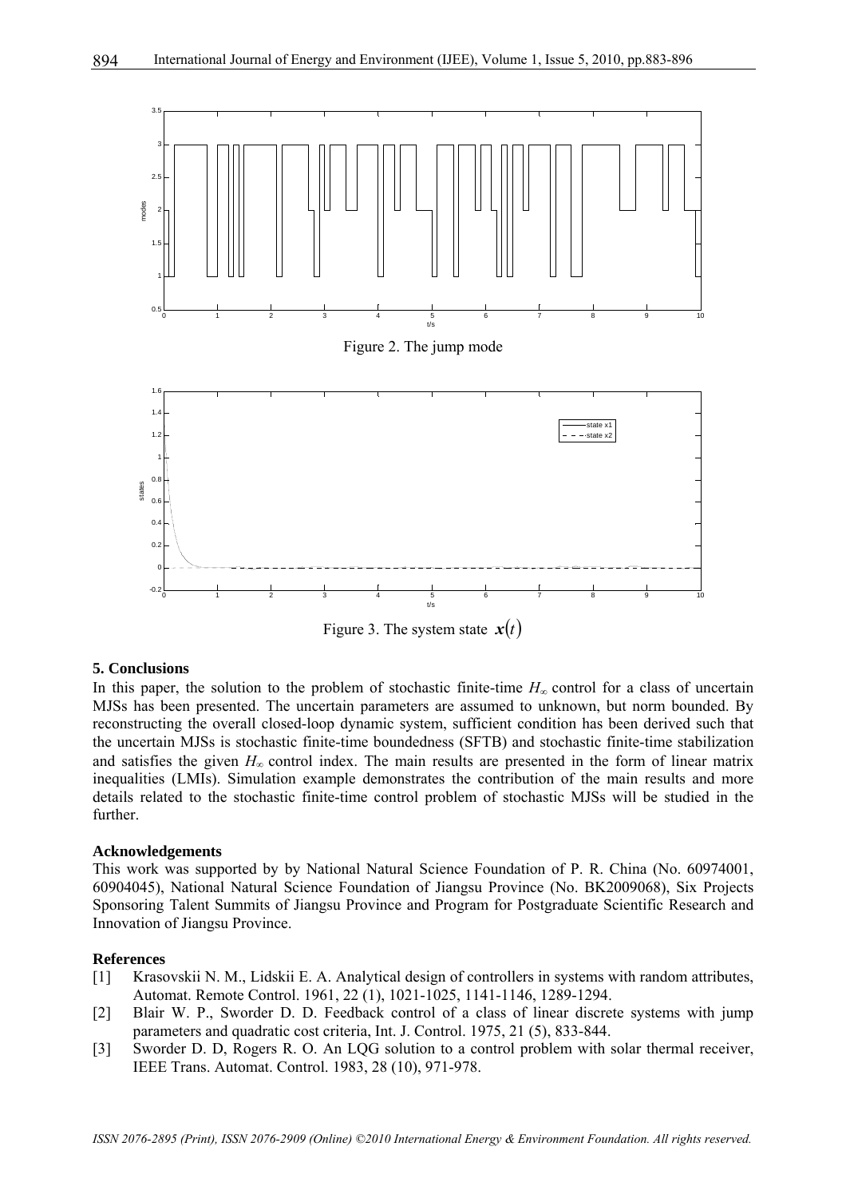Figure 2. The jump mode

Figure 3. The system state $x(t)$

## 5. Conclusions

In this paper, the solution to the problem of stochastic finite-time $H_\infty$ control for a class of uncertain MJSs has been presented. The uncertain parameters are assumed to unknown, but norm bounded. By reconstructing the overall closed-loop dynamic system, sufficient condition has been derived such that the uncertain MJSs is stochastic finite-time boundedness (SFTB) and stochastic finite-time stabilization and satisfies the given $H_\infty$ control index. The main results are presented in the form of linear matrix inequalities (LMIs). Simulation example demonstrates the contribution of the main results and more details related to the stochastic finite-time control problem of stochastic MJSs will be studied in the further.

## Acknowledgements

This work was supported by by National Natural Science Foundation of P. R. China (No. 60974001, 60904045), National Natural Science Foundation of Jiangsu Province (No. BK2009068), Six Projects Sponsoring Talent Summits of Jiangsu Province and Program for Postgraduate Scientific Research and Innovation of Jiangsu Province.

## References

[1] Krasovskii N. M., Lidskii E. A. Analytical design of controllers in systems with random attributes, Automat. Remote Control. 1961, 22 (1), 1021-1025, 1141-1146, 1289-1294.

[2] Blair W. P., Sworder D. D. Feedback control of a class of linear discrete systems with jump parameters and quadratic cost criteria, Int. J. Control. 1975, 21 (5), 833-844.

[3] Sworder D. D, Rogers R. O. An LQG solution to a control problem with solar thermal receiver, IEEE Trans. Automat. Control. 1983, 28 (10), 971-978.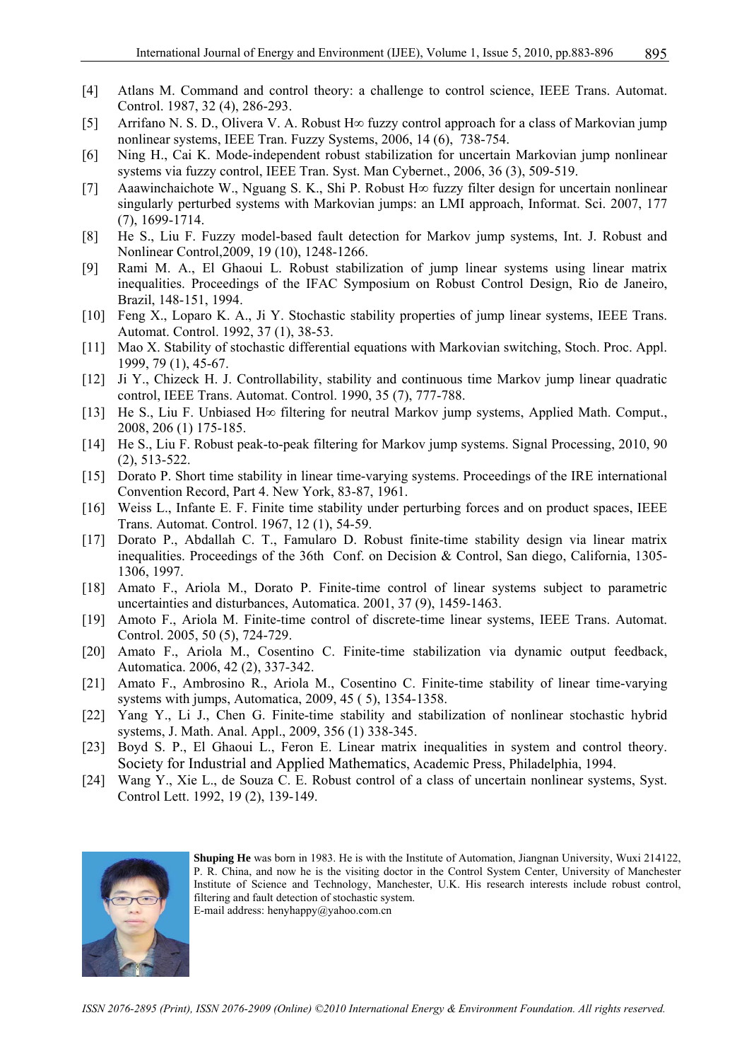[4] Atlans M. Command and control theory: a challenge to control science, IEEE Trans. Automat. Control. 1987, 32 (4), 286-293.

[5] Arrifano N. S. D., Olivera V. A. Robust H∞ fuzzy control approach for a class of Markovian jump nonlinear systems, IEEE Tran. Fuzzy Systems, 2006, 14 (6), 738-754.

[6] Ning H., Cai K. Mode-independent robust stabilization for uncertain Markovian jump nonlinear systems via fuzzy control, IEEE Tran. Syst. Man Cybernet., 2006, 36 (3), 509-519.

[7] Aaawinchaichote W., Nguang S. K., Shi P. Robust H∞ fuzzy filter design for uncertain nonlinear singularly perturbed systems with Markovian jumps: an LMI approach, Informat. Sci. 2007, 177 (7), 1699-1714.

[8] He S., Liu F. Fuzzy model-based fault detection for Markov jump systems, Int. J. Robust and Nonlinear Control,2009, 19 (10), 1248-1266.

[9] Rami M. A., El Ghaoui L. Robust stabilization of jump linear systems using linear matrix inequalities. Proceedings of the IFAC Symposium on Robust Control Design, Rio de Janeiro, Brazil, 148-151, 1994.

[10] Feng X., Loparo K. A., Ji Y. Stochastic stability properties of jump linear systems, IEEE Trans. Automat. Control. 1992, 37 (1), 38-53.

[11] Mao X. Stability of stochastic differential equations with Markovian switching, Stoch. Proc. Appl. 1999, 79 (1), 45-67.

[12] Ji Y., Chizeck H. J. Controllability, stability and continuous time Markov jump linear quadratic control, IEEE Trans. Automat. Control. 1990, 35 (7), 777-788.

[13] He S., Liu F. Unbiased H∞ filtering for neutral Markov jump systems, Applied Math. Comput., 2008, 206 (1) 175-185.

[14] He S., Liu F. Robust peak-to-peak filtering for Markov jump systems. Signal Processing, 2010, 90 (2), 513-522.

[15] Dorato P. Short time stability in linear time-varying systems. Proceedings of the IRE international Convention Record, Part 4. New York, 83-87, 1961.

[16] Weiss L., Infante E. F. Finite time stability under perturbing forces and on product spaces, IEEE Trans. Automat. Control. 1967, 12 (1), 54-59.

[17] Dorato P., Abdallah C. T., Famularo D. Robust finite-time stability design via linear matrix inequalities. Proceedings of the 36th Conf. on Decision & Control, San diego, California, 1305-1306, 1997.

[18] Amato F., Ariola M., Dorato P. Finite-time control of linear systems subject to parametric uncertainties and disturbances, Automatica. 2001, 37 (9), 1459-1463.

[19] Amoto F., Ariola M. Finite-time control of discrete-time linear systems, IEEE Trans. Automat. Control. 2005, 50 (5), 724-729.

[20] Amato F., Ariola M., Cosentino C. Finite-time stabilization via dynamic output feedback, Automatica. 2006, 42 (2), 337-342.

[21] Amato F., Ambrosino R., Ariola M., Cosentino C. Finite-time stability of linear time-varying systems with jumps, Automatica, 2009, 45 ( 5), 1354-1358.

[22] Yang Y., Li J., Chen G. Finite-time stability and stabilization of nonlinear stochastic hybrid systems, J. Math. Anal. Appl., 2009, 356 (1) 338-345.

[23] Boyd S. P., El Ghaoui L., Feron E. Linear matrix inequalities in system and control theory. Society for Industrial and Applied Mathematics, Academic Press, Philadelphia, 1994.

[24] Wang Y., Xie L., de Souza C. E. Robust control of a class of uncertain nonlinear systems, Syst. Control Lett. 1992, 19 (2), 139-149.

**Shuping He** was born in 1983. He is with the Institute of Automation, Jiangnan University, Wuxi 214122, P. R. China, and now he is the visiting doctor in the Control System Center, University of Manchester Institute of Science and Technology, Manchester, U.K. His research interests include robust control, filtering and fault detection of stochastic system.
E-mail address: henyhappy@yahoo.com.cn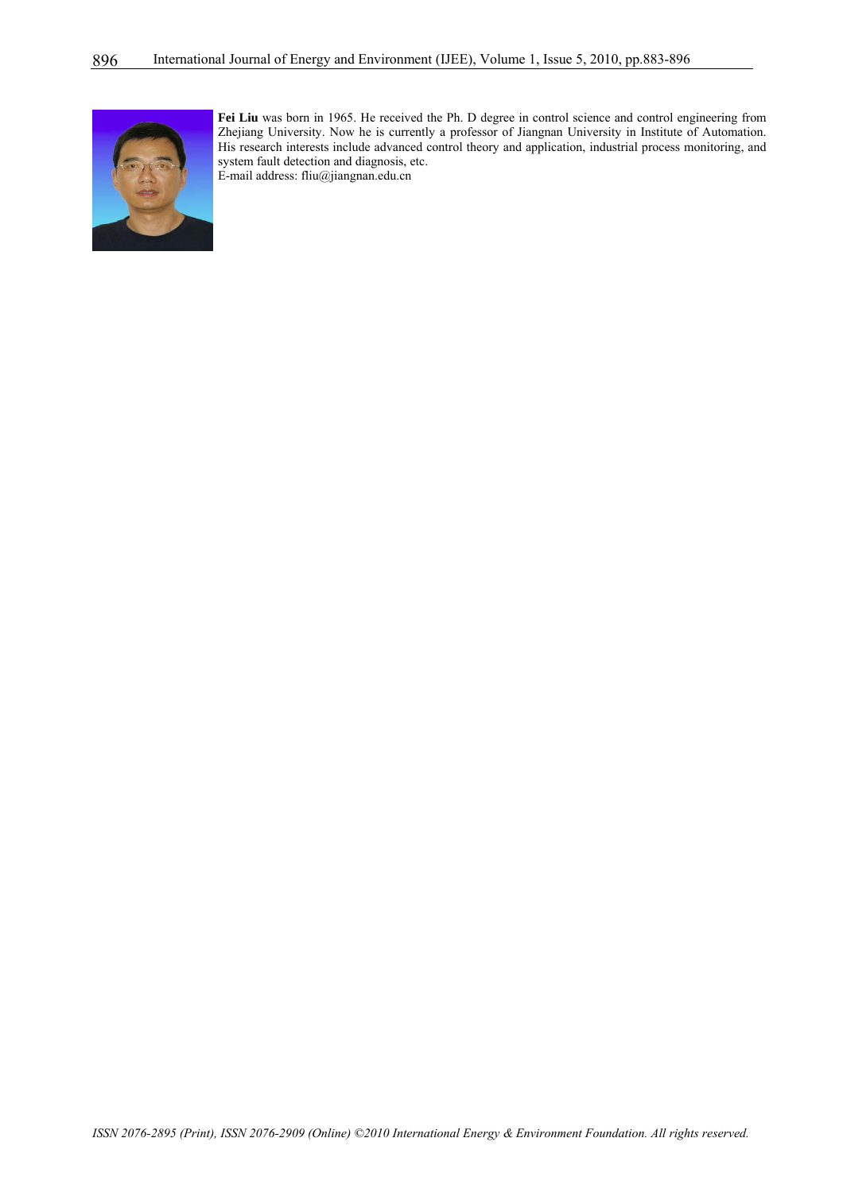**Fei Liu** was born in 1965. He received the Ph. D degree in control science and control engineering from Zhejiang University. Now he is currently a professor of Jiangnan University in Institute of Automation. His research interests include advanced control theory and application, industrial process monitoring, and system fault detection and diagnosis, etc.
E-mail address: fliu@jiangnan.edu.cn